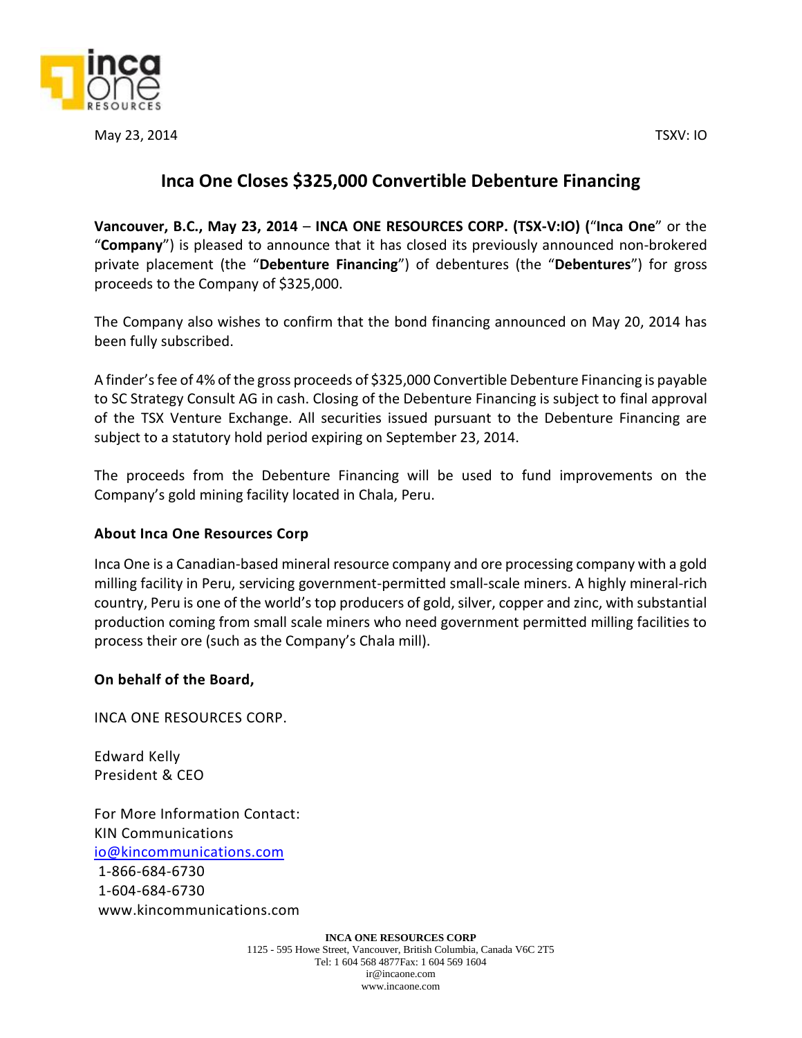May 23, 2014 TSXV: IO

# Inca One Closes $325,000 Convertible Debenture Financing

**Vancouver, B.C., May 23, 2014** – **INCA ONE RESOURCES CORP. (TSX-V:IO)** ("**Inca One**" or the "**Company**") is pleased to announce that it has closed its previously announced non-brokered private placement (the "**Debenture Financing**") of debentures (the "**Debentures**") for gross proceeds to the Company of $325,000.

The Company also wishes to confirm that the bond financing announced on May 20, 2014 has been fully subscribed.

A finder's fee of 4% of the gross proceeds of $325,000 Convertible Debenture Financing is payable to SC Strategy Consult AG in cash. Closing of the Debenture Financing is subject to final approval of the TSX Venture Exchange. All securities issued pursuant to the Debenture Financing are subject to a statutory hold period expiring on September 23, 2014.

The proceeds from the Debenture Financing will be used to fund improvements on the Company's gold mining facility located in Chala, Peru.

**About Inca One Resources Corp**

Inca One is a Canadian-based mineral resource company and ore processing company with a gold milling facility in Peru, servicing government-permitted small-scale miners. A highly mineral-rich country, Peru is one of the world's top producers of gold, silver, copper and zinc, with substantial production coming from small scale miners who need government permitted milling facilities to process their ore (such as the Company's Chala mill).

**On behalf of the Board,**

INCA ONE RESOURCES CORP.

Edward Kelly
President & CEO

For More Information Contact:
KIN Communications
io@kincommunications.com
1-866-684-6730
1-604-684-6730
www.kincommunications.com

**INCA ONE RESOURCES CORP**
1125 - 595 Howe Street, Vancouver, British Columbia, Canada V6C 2T5
Tel: 1 604 568 4877Fax: 1 604 569 1604
ir@incaone.com
www.incaone.com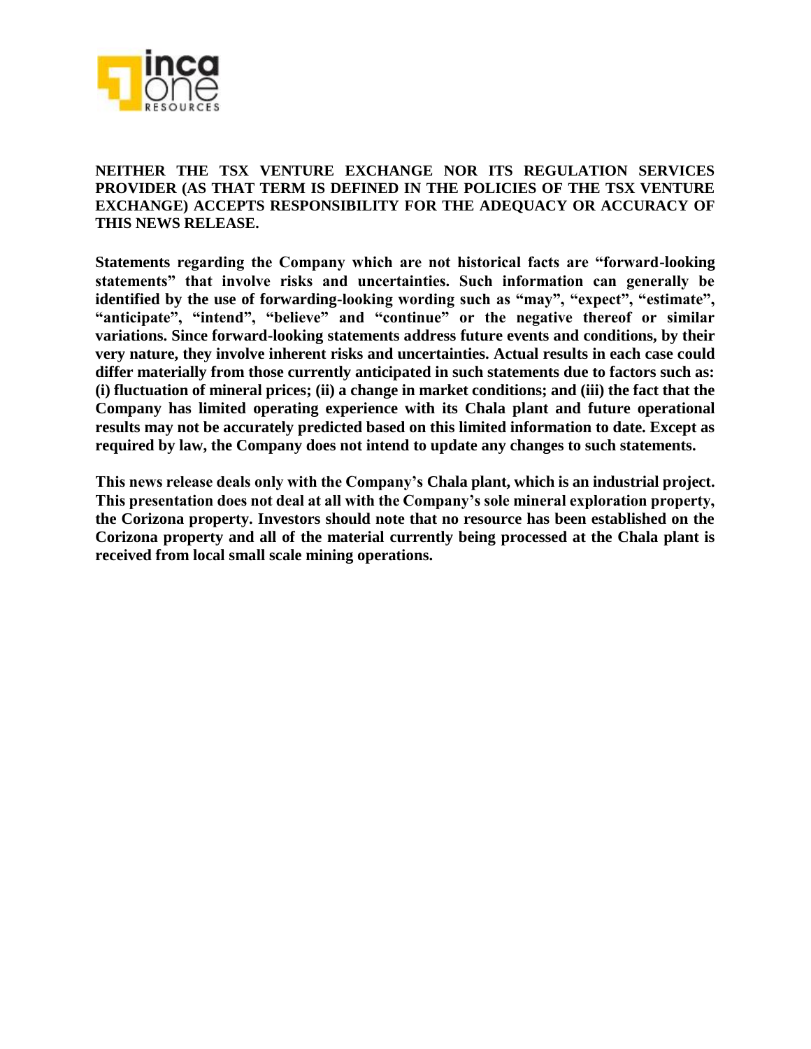**NEITHER THE TSX VENTURE EXCHANGE NOR ITS REGULATION SERVICES PROVIDER (AS THAT TERM IS DEFINED IN THE POLICIES OF THE TSX VENTURE EXCHANGE) ACCEPTS RESPONSIBILITY FOR THE ADEQUACY OR ACCURACY OF THIS NEWS RELEASE.**

**Statements regarding the Company which are not historical facts are "forward-looking statements" that involve risks and uncertainties. Such information can generally be identified by the use of forwarding-looking wording such as "may", "expect", "estimate", "anticipate", "intend", "believe" and "continue" or the negative thereof or similar variations. Since forward-looking statements address future events and conditions, by their very nature, they involve inherent risks and uncertainties. Actual results in each case could differ materially from those currently anticipated in such statements due to factors such as: (i) fluctuation of mineral prices; (ii) a change in market conditions; and (iii) the fact that the Company has limited operating experience with its Chala plant and future operational results may not be accurately predicted based on this limited information to date. Except as required by law, the Company does not intend to update any changes to such statements.**

**This news release deals only with the Company's Chala plant, which is an industrial project. This presentation does not deal at all with the Company's sole mineral exploration property, the Corizona property. Investors should note that no resource has been established on the Corizona property and all of the material currently being processed at the Chala plant is received from local small scale mining operations.**